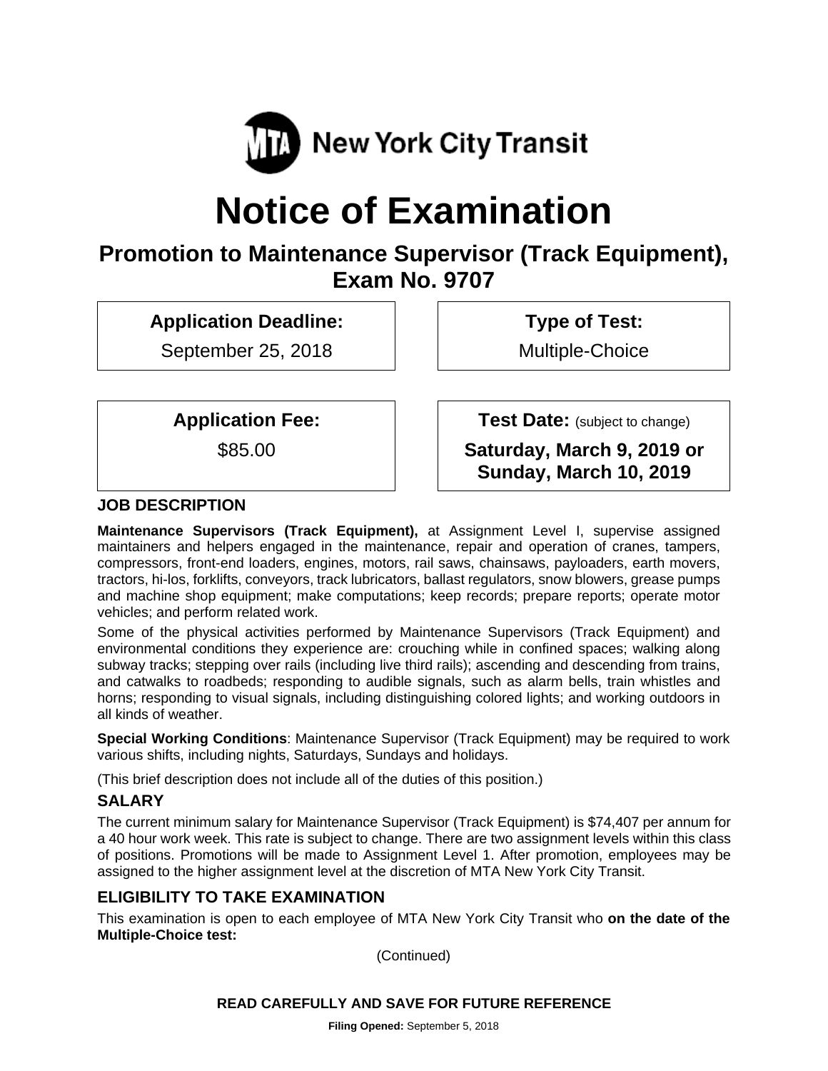MTA New York City Transit

# Notice of Examination

## Promotion to Maintenance Supervisor (Track Equipment), Exam No. 9707

| **Application Deadline:** | **Type of Test:** |
| --- | --- |
| September 25, 2018 | Multiple-Choice |

| **Application Fee:** | **Test Date:** (subject to change) |
| --- | --- |
| $85.00 | **Saturday, March 9, 2019 or Sunday, March 10, 2019** |

### JOB DESCRIPTION

**Maintenance Supervisors (Track Equipment),** at Assignment Level I, supervise assigned maintainers and helpers engaged in the maintenance, repair and operation of cranes, tampers, compressors, front-end loaders, engines, motors, rail saws, chainsaws, payloaders, earth movers, tractors, hi-los, forklifts, conveyors, track lubricators, ballast regulators, snow blowers, grease pumps and machine shop equipment; make computations; keep records; prepare reports; operate motor vehicles; and perform related work.

Some of the physical activities performed by Maintenance Supervisors (Track Equipment) and environmental conditions they experience are: crouching while in confined spaces; walking along subway tracks; stepping over rails (including live third rails); ascending and descending from trains, and catwalks to roadbeds; responding to audible signals, such as alarm bells, train whistles and horns; responding to visual signals, including distinguishing colored lights; and working outdoors in all kinds of weather.

**Special Working Conditions**: Maintenance Supervisor (Track Equipment) may be required to work various shifts, including nights, Saturdays, Sundays and holidays.

(This brief description does not include all of the duties of this position.)

### SALARY

The current minimum salary for Maintenance Supervisor (Track Equipment) is $74,407 per annum for a 40 hour work week. This rate is subject to change. There are two assignment levels within this class of positions. Promotions will be made to Assignment Level 1. After promotion, employees may be assigned to the higher assignment level at the discretion of MTA New York City Transit.

### ELIGIBILITY TO TAKE EXAMINATION

This examination is open to each employee of MTA New York City Transit who **on the date of the Multiple-Choice test:**

(Continued)

**READ CAREFULLY AND SAVE FOR FUTURE REFERENCE**

**Filing Opened:** September 5, 2018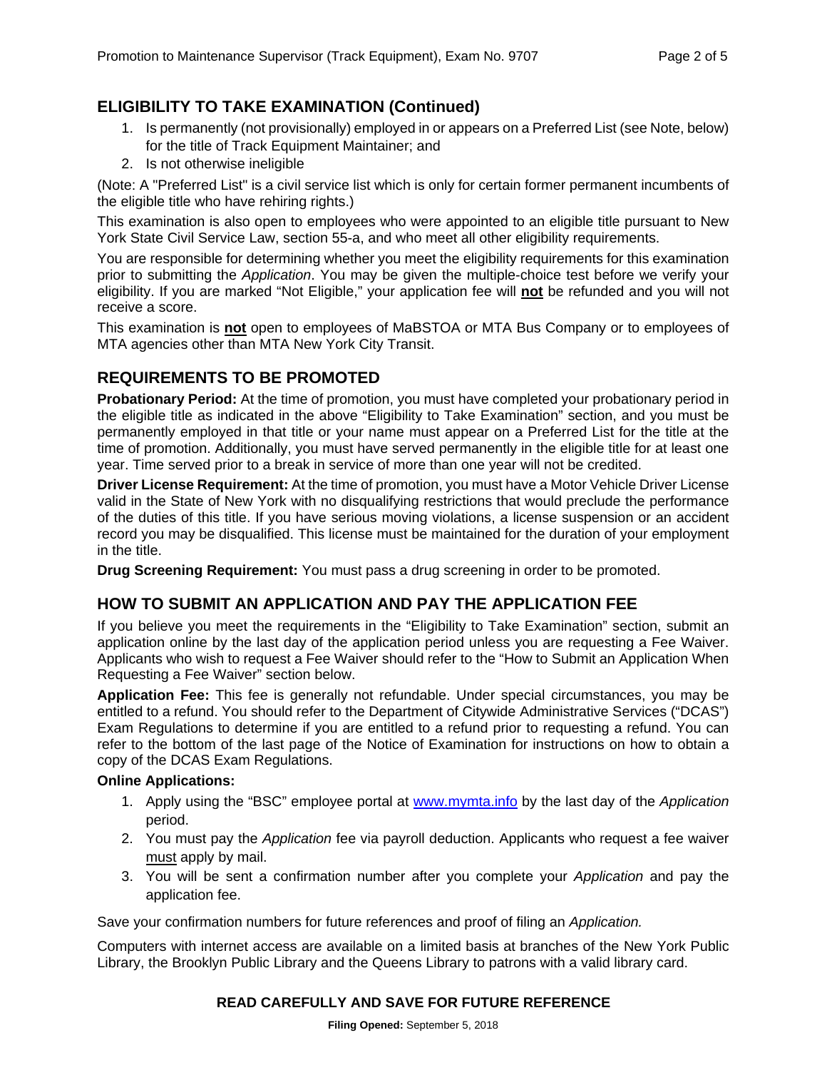## ELIGIBILITY TO TAKE EXAMINATION (Continued)

1. Is permanently (not provisionally) employed in or appears on a Preferred List (see Note, below) for the title of Track Equipment Maintainer; and
2. Is not otherwise ineligible

(Note: A "Preferred List" is a civil service list which is only for certain former permanent incumbents of the eligible title who have rehiring rights.)

This examination is also open to employees who were appointed to an eligible title pursuant to New York State Civil Service Law, section 55-a, and who meet all other eligibility requirements.

You are responsible for determining whether you meet the eligibility requirements for this examination prior to submitting the *Application*. You may be given the multiple-choice test before we verify your eligibility. If you are marked "Not Eligible," your application fee will **not** be refunded and you will not receive a score.

This examination is **not** open to employees of MaBSTOA or MTA Bus Company or to employees of MTA agencies other than MTA New York City Transit.

## REQUIREMENTS TO BE PROMOTED

**Probationary Period:** At the time of promotion, you must have completed your probationary period in the eligible title as indicated in the above "Eligibility to Take Examination" section, and you must be permanently employed in that title or your name must appear on a Preferred List for the title at the time of promotion. Additionally, you must have served permanently in the eligible title for at least one year. Time served prior to a break in service of more than one year will not be credited.

**Driver License Requirement:** At the time of promotion, you must have a Motor Vehicle Driver License valid in the State of New York with no disqualifying restrictions that would preclude the performance of the duties of this title. If you have serious moving violations, a license suspension or an accident record you may be disqualified. This license must be maintained for the duration of your employment in the title.

**Drug Screening Requirement:** You must pass a drug screening in order to be promoted.

## HOW TO SUBMIT AN APPLICATION AND PAY THE APPLICATION FEE

If you believe you meet the requirements in the "Eligibility to Take Examination" section, submit an application online by the last day of the application period unless you are requesting a Fee Waiver. Applicants who wish to request a Fee Waiver should refer to the "How to Submit an Application When Requesting a Fee Waiver" section below.

**Application Fee:** This fee is generally not refundable. Under special circumstances, you may be entitled to a refund. You should refer to the Department of Citywide Administrative Services ("DCAS") Exam Regulations to determine if you are entitled to a refund prior to requesting a refund. You can refer to the bottom of the last page of the Notice of Examination for instructions on how to obtain a copy of the DCAS Exam Regulations.

**Online Applications:**

1. Apply using the "BSC" employee portal at www.mymta.info by the last day of the *Application* period.
2. You must pay the *Application* fee via payroll deduction. Applicants who request a fee waiver must apply by mail.
3. You will be sent a confirmation number after you complete your *Application* and pay the application fee.

Save your confirmation numbers for future references and proof of filing an *Application.*

Computers with internet access are available on a limited basis at branches of the New York Public Library, the Brooklyn Public Library and the Queens Library to patrons with a valid library card.

**READ CAREFULLY AND SAVE FOR FUTURE REFERENCE**

**Filing Opened:** September 5, 2018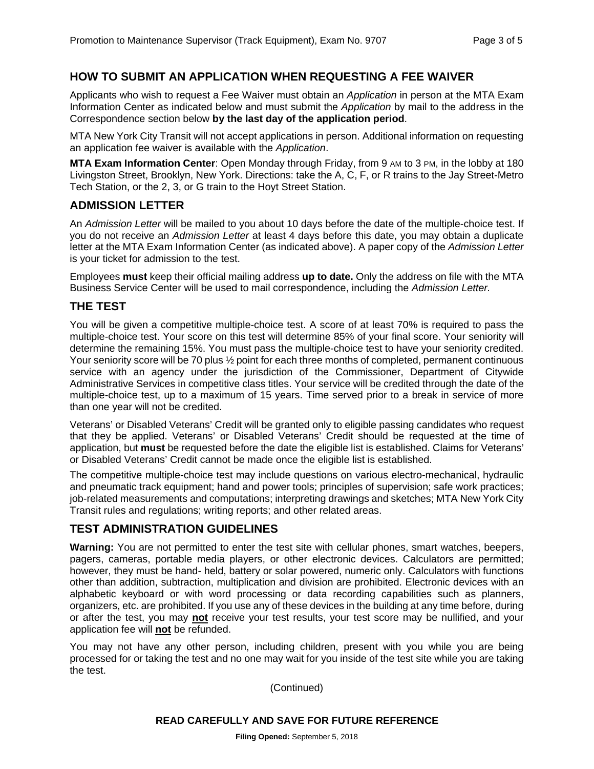## HOW TO SUBMIT AN APPLICATION WHEN REQUESTING A FEE WAIVER

Applicants who wish to request a Fee Waiver must obtain an *Application* in person at the MTA Exam Information Center as indicated below and must submit the *Application* by mail to the address in the Correspondence section below **by the last day of the application period**.

MTA New York City Transit will not accept applications in person. Additional information on requesting an application fee waiver is available with the *Application*.

**MTA Exam Information Center**: Open Monday through Friday, from 9 AM to 3 PM, in the lobby at 180 Livingston Street, Brooklyn, New York. Directions: take the A, C, F, or R trains to the Jay Street-Metro Tech Station, or the 2, 3, or G train to the Hoyt Street Station.

## ADMISSION LETTER

An *Admission Letter* will be mailed to you about 10 days before the date of the multiple-choice test. If you do not receive an *Admission Letter* at least 4 days before this date, you may obtain a duplicate letter at the MTA Exam Information Center (as indicated above). A paper copy of the *Admission Letter* is your ticket for admission to the test.

Employees **must** keep their official mailing address **up to date.** Only the address on file with the MTA Business Service Center will be used to mail correspondence, including the *Admission Letter.*

## THE TEST

You will be given a competitive multiple-choice test. A score of at least 70% is required to pass the multiple-choice test. Your score on this test will determine 85% of your final score. Your seniority will determine the remaining 15%. You must pass the multiple-choice test to have your seniority credited. Your seniority score will be 70 plus ½ point for each three months of completed, permanent continuous service with an agency under the jurisdiction of the Commissioner, Department of Citywide Administrative Services in competitive class titles. Your service will be credited through the date of the multiple-choice test, up to a maximum of 15 years. Time served prior to a break in service of more than one year will not be credited.

Veterans' or Disabled Veterans' Credit will be granted only to eligible passing candidates who request that they be applied. Veterans' or Disabled Veterans' Credit should be requested at the time of application, but **must** be requested before the date the eligible list is established. Claims for Veterans' or Disabled Veterans' Credit cannot be made once the eligible list is established.

The competitive multiple-choice test may include questions on various electro-mechanical, hydraulic and pneumatic track equipment; hand and power tools; principles of supervision; safe work practices; job-related measurements and computations; interpreting drawings and sketches; MTA New York City Transit rules and regulations; writing reports; and other related areas.

## TEST ADMINISTRATION GUIDELINES

**Warning:** You are not permitted to enter the test site with cellular phones, smart watches, beepers, pagers, cameras, portable media players, or other electronic devices. Calculators are permitted; however, they must be hand- held, battery or solar powered, numeric only. Calculators with functions other than addition, subtraction, multiplication and division are prohibited. Electronic devices with an alphabetic keyboard or with word processing or data recording capabilities such as planners, organizers, etc. are prohibited. If you use any of these devices in the building at any time before, during or after the test, you may **not** receive your test results, your test score may be nullified, and your application fee will **not** be refunded.

You may not have any other person, including children, present with you while you are being processed for or taking the test and no one may wait for you inside of the test site while you are taking the test.

(Continued)

**READ CAREFULLY AND SAVE FOR FUTURE REFERENCE**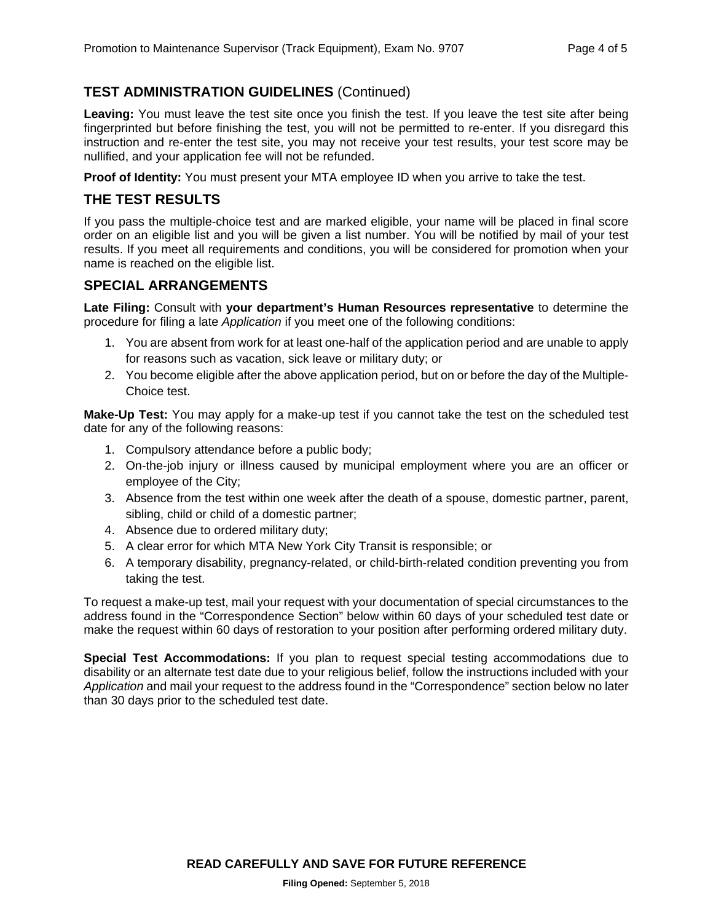## TEST ADMINISTRATION GUIDELINES (Continued)

**Leaving:** You must leave the test site once you finish the test. If you leave the test site after being fingerprinted but before finishing the test, you will not be permitted to re-enter. If you disregard this instruction and re-enter the test site, you may not receive your test results, your test score may be nullified, and your application fee will not be refunded.

**Proof of Identity:** You must present your MTA employee ID when you arrive to take the test.

## THE TEST RESULTS

If you pass the multiple-choice test and are marked eligible, your name will be placed in final score order on an eligible list and you will be given a list number. You will be notified by mail of your test results. If you meet all requirements and conditions, you will be considered for promotion when your name is reached on the eligible list.

## SPECIAL ARRANGEMENTS

**Late Filing:** Consult with **your department's Human Resources representative** to determine the procedure for filing a late *Application* if you meet one of the following conditions:

1. You are absent from work for at least one-half of the application period and are unable to apply for reasons such as vacation, sick leave or military duty; or
2. You become eligible after the above application period, but on or before the day of the Multiple-Choice test.

**Make-Up Test:** You may apply for a make-up test if you cannot take the test on the scheduled test date for any of the following reasons:

1. Compulsory attendance before a public body;
2. On-the-job injury or illness caused by municipal employment where you are an officer or employee of the City;
3. Absence from the test within one week after the death of a spouse, domestic partner, parent, sibling, child or child of a domestic partner;
4. Absence due to ordered military duty;
5. A clear error for which MTA New York City Transit is responsible; or
6. A temporary disability, pregnancy-related, or child-birth-related condition preventing you from taking the test.

To request a make-up test, mail your request with your documentation of special circumstances to the address found in the "Correspondence Section" below within 60 days of your scheduled test date or make the request within 60 days of restoration to your position after performing ordered military duty.

**Special Test Accommodations:** If you plan to request special testing accommodations due to disability or an alternate test date due to your religious belief, follow the instructions included with your *Application* and mail your request to the address found in the "Correspondence" section below no later than 30 days prior to the scheduled test date.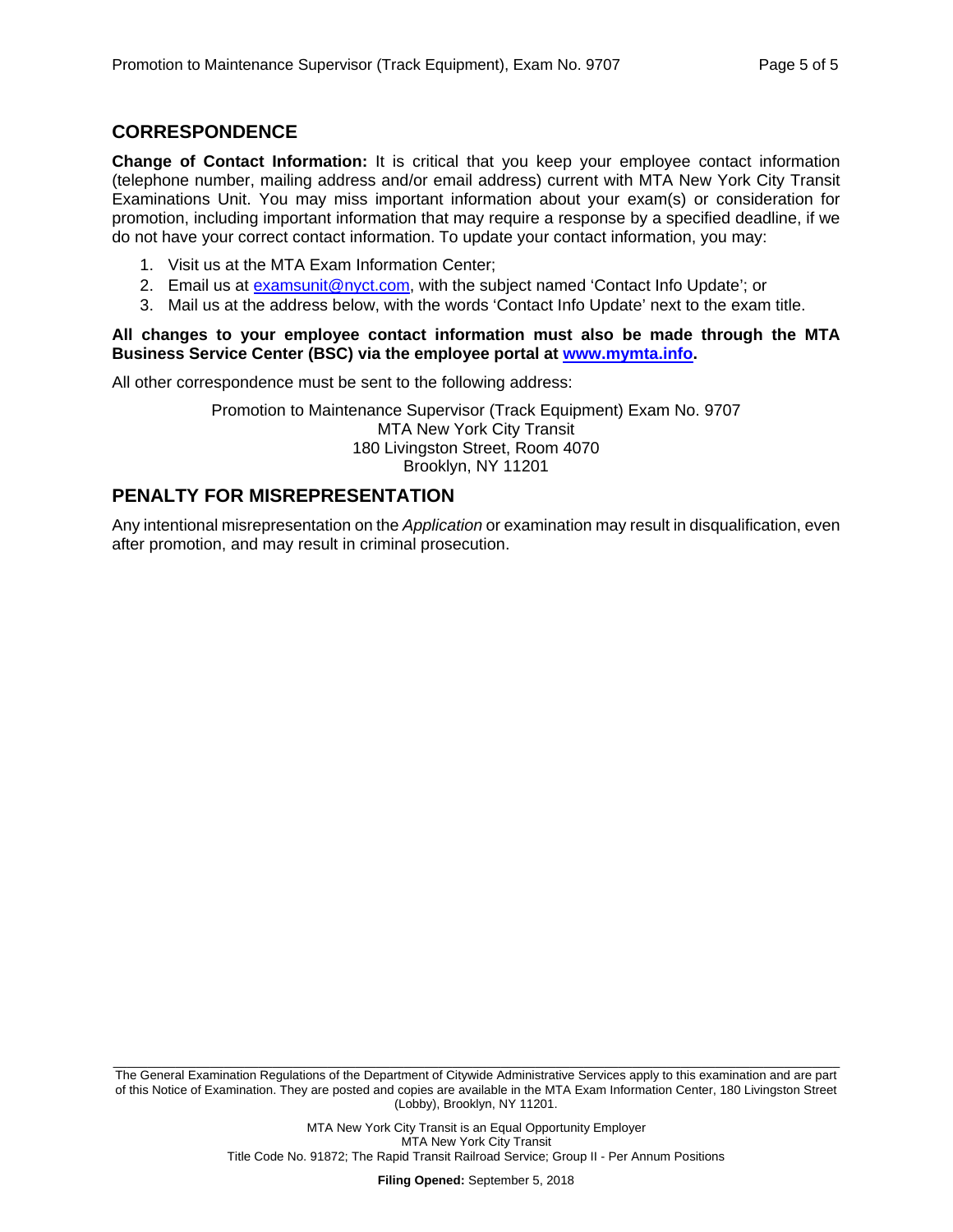## CORRESPONDENCE

**Change of Contact Information:** It is critical that you keep your employee contact information (telephone number, mailing address and/or email address) current with MTA New York City Transit Examinations Unit. You may miss important information about your exam(s) or consideration for promotion, including important information that may require a response by a specified deadline, if we do not have your correct contact information. To update your contact information, you may:

1. Visit us at the MTA Exam Information Center;
2. Email us at examsunit@nyct.com, with the subject named 'Contact Info Update'; or
3. Mail us at the address below, with the words 'Contact Info Update' next to the exam title.

**All changes to your employee contact information must also be made through the MTA Business Service Center (BSC) via the employee portal at www.mymta.info.**

All other correspondence must be sent to the following address:

Promotion to Maintenance Supervisor (Track Equipment) Exam No. 9707
MTA New York City Transit
180 Livingston Street, Room 4070
Brooklyn, NY 11201

## PENALTY FOR MISREPRESENTATION

Any intentional misrepresentation on the *Application* or examination may result in disqualification, even after promotion, and may result in criminal prosecution.

The General Examination Regulations of the Department of Citywide Administrative Services apply to this examination and are part of this Notice of Examination. They are posted and copies are available in the MTA Exam Information Center, 180 Livingston Street (Lobby), Brooklyn, NY 11201.

MTA New York City Transit is an Equal Opportunity Employer
MTA New York City Transit
Title Code No. 91872; The Rapid Transit Railroad Service; Group II - Per Annum Positions

**Filing Opened:** September 5, 2018